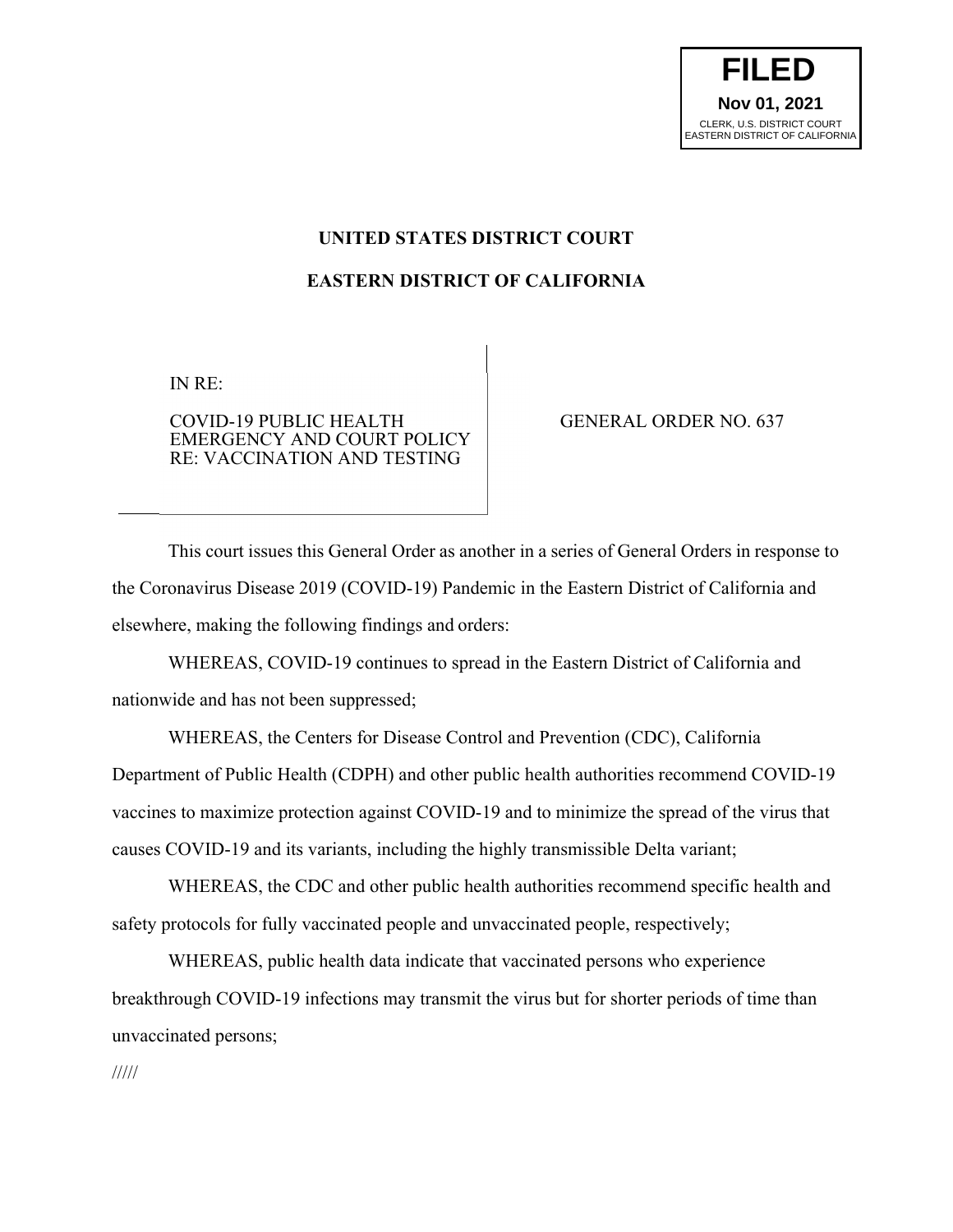**FILED**
**Nov 01, 2021**
CLERK, U.S. DISTRICT COURT
EASTERN DISTRICT OF CALIFORNIA

# UNITED STATES DISTRICT COURT

## EASTERN DISTRICT OF CALIFORNIA

| IN RE: COVID-19 PUBLIC HEALTH EMERGENCY AND COURT POLICY RE: VACCINATION AND TESTING | GENERAL ORDER NO. 637 |
| --- | --- |

This court issues this General Order as another in a series of General Orders in response to the Coronavirus Disease 2019 (COVID-19) Pandemic in the Eastern District of California and elsewhere, making the following findings and orders:

WHEREAS, COVID-19 continues to spread in the Eastern District of California and nationwide and has not been suppressed;

WHEREAS, the Centers for Disease Control and Prevention (CDC), California Department of Public Health (CDPH) and other public health authorities recommend COVID-19 vaccines to maximize protection against COVID-19 and to minimize the spread of the virus that causes COVID-19 and its variants, including the highly transmissible Delta variant;

WHEREAS, the CDC and other public health authorities recommend specific health and safety protocols for fully vaccinated people and unvaccinated people, respectively;

WHEREAS, public health data indicate that vaccinated persons who experience breakthrough COVID-19 infections may transmit the virus but for shorter periods of time than unvaccinated persons;

/////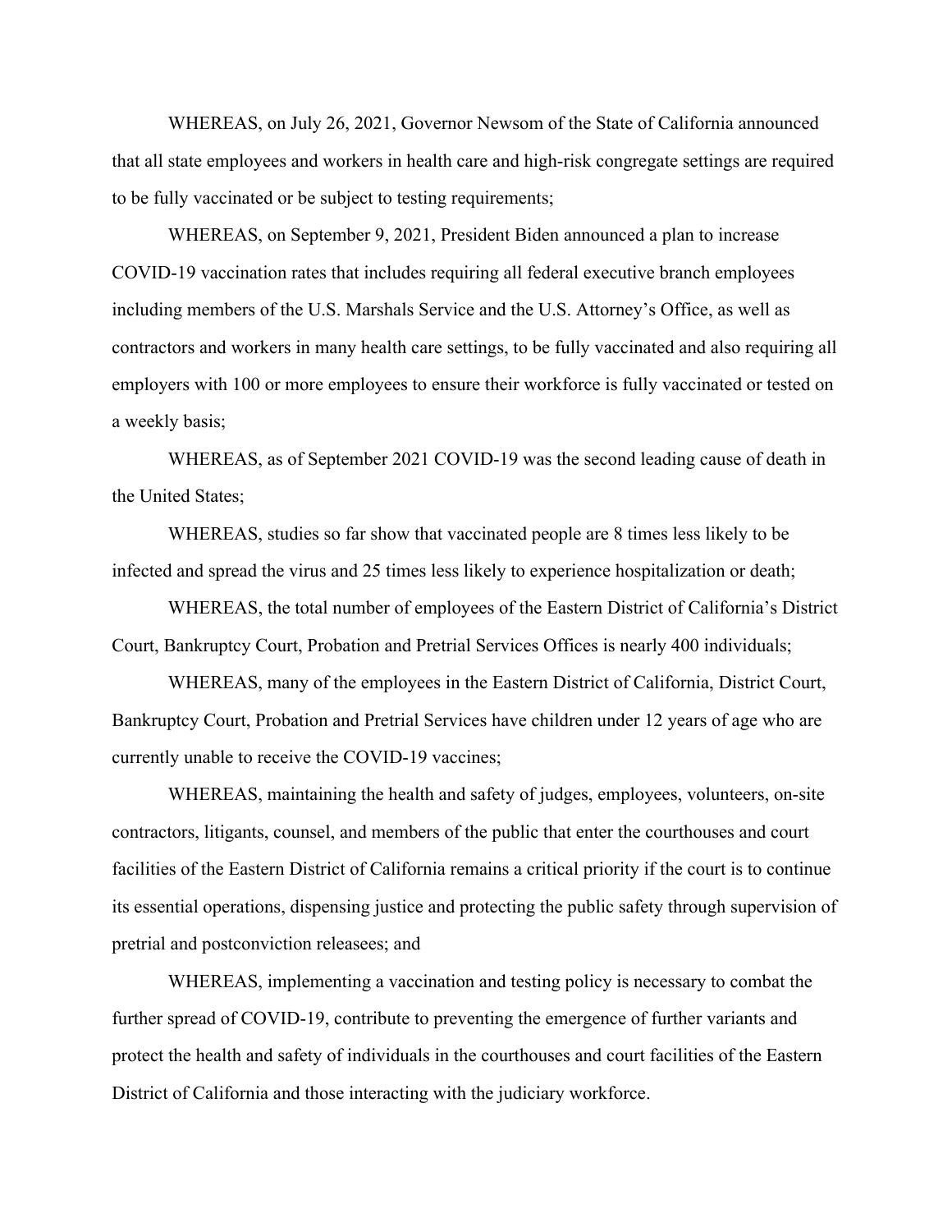WHEREAS, on July 26, 2021, Governor Newsom of the State of California announced that all state employees and workers in health care and high-risk congregate settings are required to be fully vaccinated or be subject to testing requirements;

WHEREAS, on September 9, 2021, President Biden announced a plan to increase COVID-19 vaccination rates that includes requiring all federal executive branch employees including members of the U.S. Marshals Service and the U.S. Attorney's Office, as well as contractors and workers in many health care settings, to be fully vaccinated and also requiring all employers with 100 or more employees to ensure their workforce is fully vaccinated or tested on a weekly basis;

WHEREAS, as of September 2021 COVID-19 was the second leading cause of death in the United States;

WHEREAS, studies so far show that vaccinated people are 8 times less likely to be infected and spread the virus and 25 times less likely to experience hospitalization or death;

WHEREAS, the total number of employees of the Eastern District of California's District Court, Bankruptcy Court, Probation and Pretrial Services Offices is nearly 400 individuals;

WHEREAS, many of the employees in the Eastern District of California, District Court, Bankruptcy Court, Probation and Pretrial Services have children under 12 years of age who are currently unable to receive the COVID-19 vaccines;

WHEREAS, maintaining the health and safety of judges, employees, volunteers, on-site contractors, litigants, counsel, and members of the public that enter the courthouses and court facilities of the Eastern District of California remains a critical priority if the court is to continue its essential operations, dispensing justice and protecting the public safety through supervision of pretrial and postconviction releasees; and

WHEREAS, implementing a vaccination and testing policy is necessary to combat the further spread of COVID-19, contribute to preventing the emergence of further variants and protect the health and safety of individuals in the courthouses and court facilities of the Eastern District of California and those interacting with the judiciary workforce.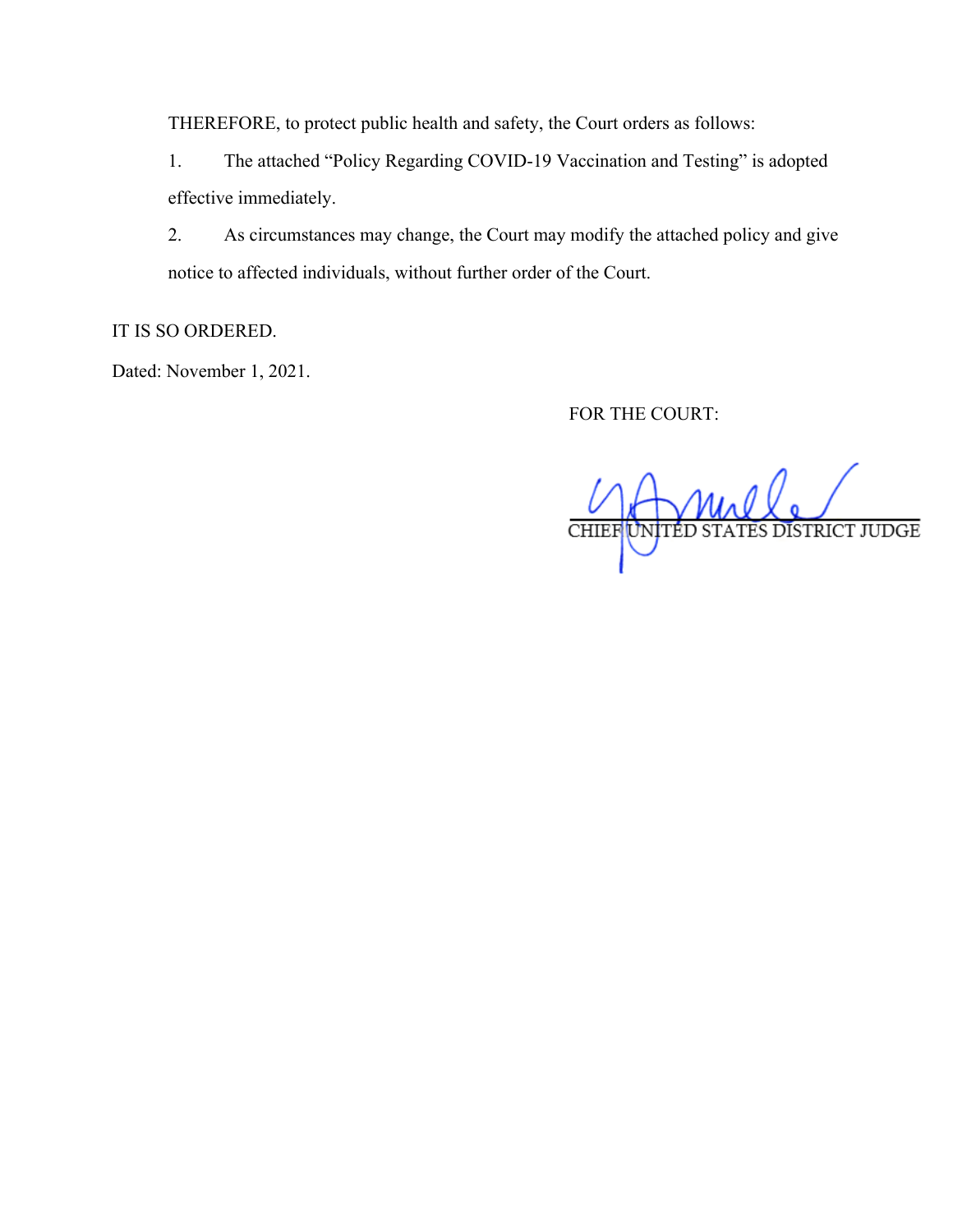THEREFORE, to protect public health and safety, the Court orders as follows:

1. The attached "Policy Regarding COVID-19 Vaccination and Testing" is adopted effective immediately.

2. As circumstances may change, the Court may modify the attached policy and give notice to affected individuals, without further order of the Court.

IT IS SO ORDERED.

Dated: November 1, 2021.

FOR THE COURT:

CHIEF UNITED STATES DISTRICT JUDGE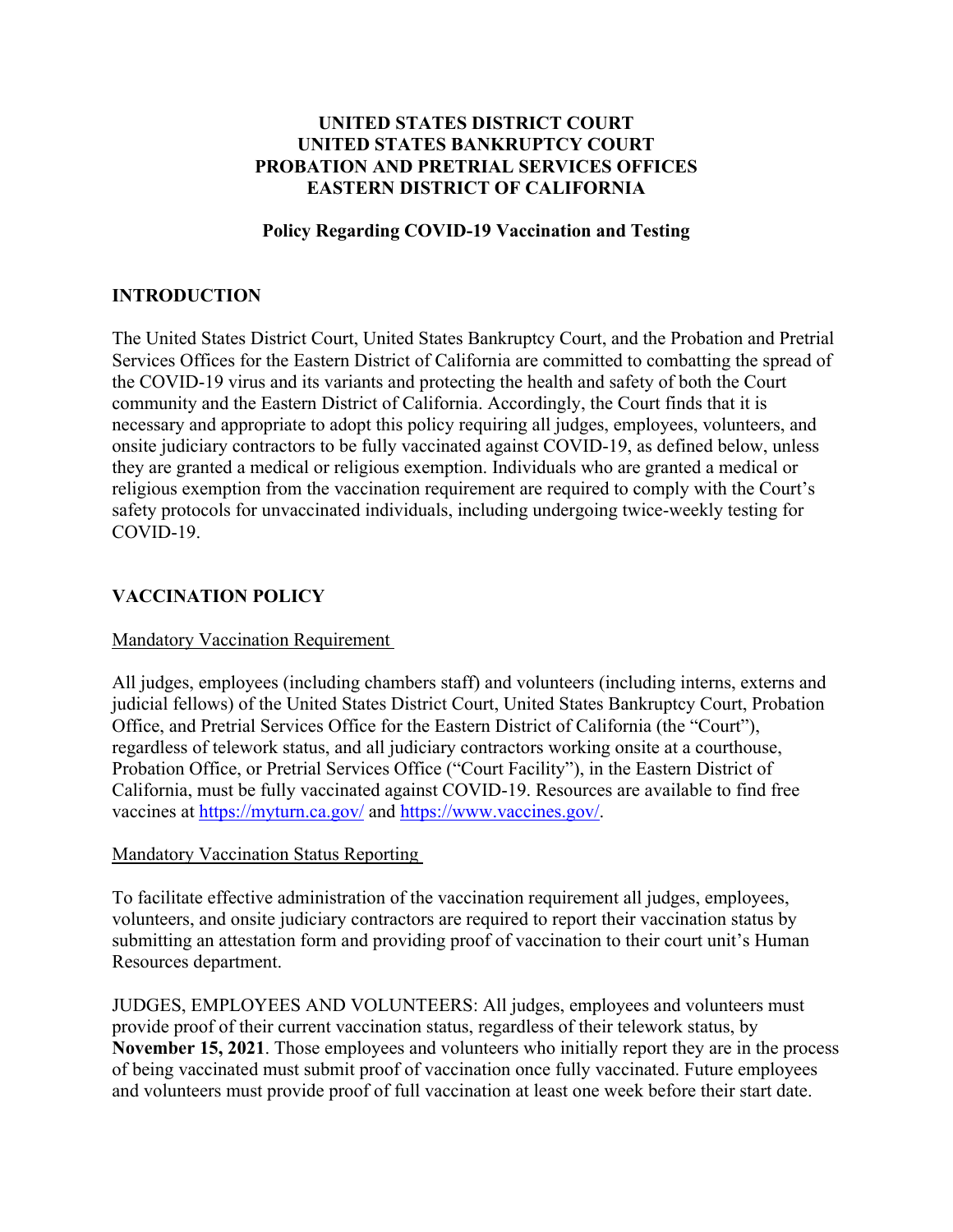**UNITED STATES DISTRICT COURT**
**UNITED STATES BANKRUPTCY COURT**
**PROBATION AND PRETRIAL SERVICES OFFICES**
**EASTERN DISTRICT OF CALIFORNIA**

**Policy Regarding COVID-19 Vaccination and Testing**

## INTRODUCTION

The United States District Court, United States Bankruptcy Court, and the Probation and Pretrial Services Offices for the Eastern District of California are committed to combatting the spread of the COVID-19 virus and its variants and protecting the health and safety of both the Court community and the Eastern District of California. Accordingly, the Court finds that it is necessary and appropriate to adopt this policy requiring all judges, employees, volunteers, and onsite judiciary contractors to be fully vaccinated against COVID-19, as defined below, unless they are granted a medical or religious exemption. Individuals who are granted a medical or religious exemption from the vaccination requirement are required to comply with the Court's safety protocols for unvaccinated individuals, including undergoing twice-weekly testing for COVID-19.

## VACCINATION POLICY

<u>Mandatory Vaccination Requirement</u>

All judges, employees (including chambers staff) and volunteers (including interns, externs and judicial fellows) of the United States District Court, United States Bankruptcy Court, Probation Office, and Pretrial Services Office for the Eastern District of California (the "Court"), regardless of telework status, and all judiciary contractors working onsite at a courthouse, Probation Office, or Pretrial Services Office ("Court Facility"), in the Eastern District of California, must be fully vaccinated against COVID-19. Resources are available to find free vaccines at https://myturn.ca.gov/ and https://www.vaccines.gov/.

<u>Mandatory Vaccination Status Reporting</u>

To facilitate effective administration of the vaccination requirement all judges, employees, volunteers, and onsite judiciary contractors are required to report their vaccination status by submitting an attestation form and providing proof of vaccination to their court unit's Human Resources department.

JUDGES, EMPLOYEES AND VOLUNTEERS: All judges, employees and volunteers must provide proof of their current vaccination status, regardless of their telework status, by **November 15, 2021**. Those employees and volunteers who initially report they are in the process of being vaccinated must submit proof of vaccination once fully vaccinated. Future employees and volunteers must provide proof of full vaccination at least one week before their start date.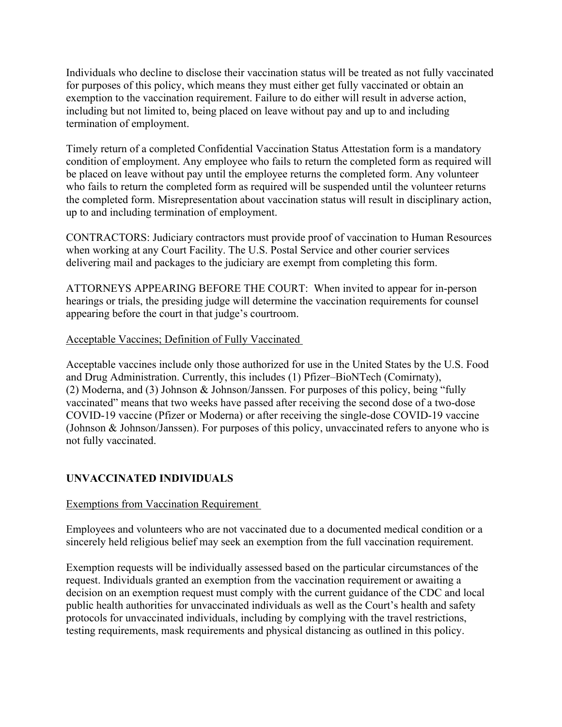Individuals who decline to disclose their vaccination status will be treated as not fully vaccinated for purposes of this policy, which means they must either get fully vaccinated or obtain an exemption to the vaccination requirement. Failure to do either will result in adverse action, including but not limited to, being placed on leave without pay and up to and including termination of employment.

Timely return of a completed Confidential Vaccination Status Attestation form is a mandatory condition of employment. Any employee who fails to return the completed form as required will be placed on leave without pay until the employee returns the completed form. Any volunteer who fails to return the completed form as required will be suspended until the volunteer returns the completed form. Misrepresentation about vaccination status will result in disciplinary action, up to and including termination of employment.

CONTRACTORS: Judiciary contractors must provide proof of vaccination to Human Resources when working at any Court Facility. The U.S. Postal Service and other courier services delivering mail and packages to the judiciary are exempt from completing this form.

ATTORNEYS APPEARING BEFORE THE COURT: When invited to appear for in-person hearings or trials, the presiding judge will determine the vaccination requirements for counsel appearing before the court in that judge's courtroom.

<u>Acceptable Vaccines; Definition of Fully Vaccinated</u>

Acceptable vaccines include only those authorized for use in the United States by the U.S. Food and Drug Administration. Currently, this includes (1) Pfizer–BioNTech (Comirnaty), (2) Moderna, and (3) Johnson & Johnson/Janssen. For purposes of this policy, being "fully vaccinated" means that two weeks have passed after receiving the second dose of a two-dose COVID-19 vaccine (Pfizer or Moderna) or after receiving the single-dose COVID-19 vaccine (Johnson & Johnson/Janssen). For purposes of this policy, unvaccinated refers to anyone who is not fully vaccinated.

**UNVACCINATED INDIVIDUALS**

<u>Exemptions from Vaccination Requirement</u>

Employees and volunteers who are not vaccinated due to a documented medical condition or a sincerely held religious belief may seek an exemption from the full vaccination requirement.

Exemption requests will be individually assessed based on the particular circumstances of the request. Individuals granted an exemption from the vaccination requirement or awaiting a decision on an exemption request must comply with the current guidance of the CDC and local public health authorities for unvaccinated individuals as well as the Court's health and safety protocols for unvaccinated individuals, including by complying with the travel restrictions, testing requirements, mask requirements and physical distancing as outlined in this policy.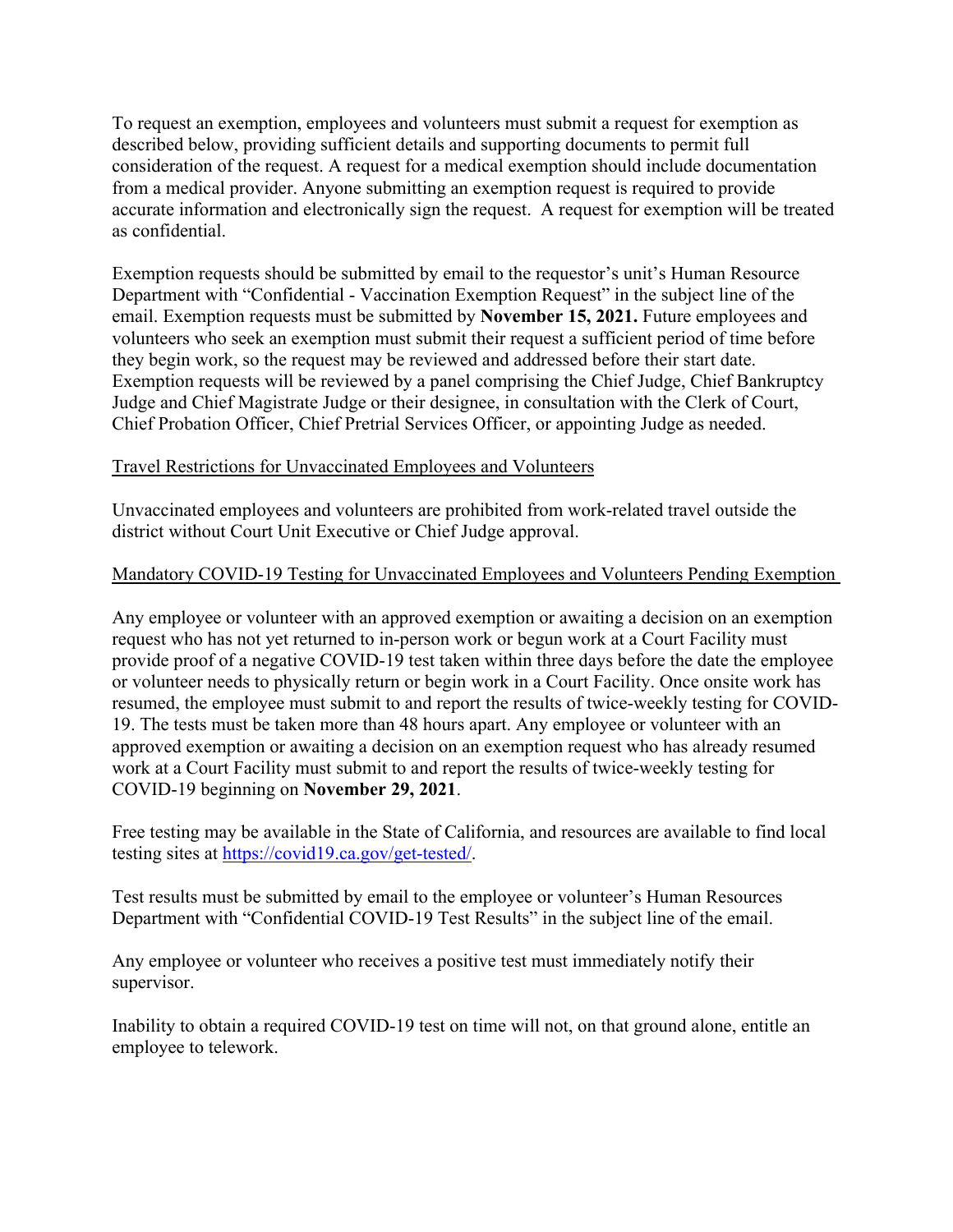To request an exemption, employees and volunteers must submit a request for exemption as described below, providing sufficient details and supporting documents to permit full consideration of the request. A request for a medical exemption should include documentation from a medical provider. Anyone submitting an exemption request is required to provide accurate information and electronically sign the request. A request for exemption will be treated as confidential.

Exemption requests should be submitted by email to the requestor's unit's Human Resource Department with "Confidential - Vaccination Exemption Request" in the subject line of the email. Exemption requests must be submitted by **November 15, 2021.** Future employees and volunteers who seek an exemption must submit their request a sufficient period of time before they begin work, so the request may be reviewed and addressed before their start date. Exemption requests will be reviewed by a panel comprising the Chief Judge, Chief Bankruptcy Judge and Chief Magistrate Judge or their designee, in consultation with the Clerk of Court, Chief Probation Officer, Chief Pretrial Services Officer, or appointing Judge as needed.

<u>Travel Restrictions for Unvaccinated Employees and Volunteers</u>

Unvaccinated employees and volunteers are prohibited from work-related travel outside the district without Court Unit Executive or Chief Judge approval.

<u>Mandatory COVID-19 Testing for Unvaccinated Employees and Volunteers Pending Exemption</u>

Any employee or volunteer with an approved exemption or awaiting a decision on an exemption request who has not yet returned to in-person work or begun work at a Court Facility must provide proof of a negative COVID-19 test taken within three days before the date the employee or volunteer needs to physically return or begin work in a Court Facility. Once onsite work has resumed, the employee must submit to and report the results of twice-weekly testing for COVID-19. The tests must be taken more than 48 hours apart. Any employee or volunteer with an approved exemption or awaiting a decision on an exemption request who has already resumed work at a Court Facility must submit to and report the results of twice-weekly testing for COVID-19 beginning on **November 29, 2021**.

Free testing may be available in the State of California, and resources are available to find local testing sites at [https://covid19.ca.gov/get-tested/](https://covid19.ca.gov/get-tested/).

Test results must be submitted by email to the employee or volunteer's Human Resources Department with "Confidential COVID-19 Test Results" in the subject line of the email.

Any employee or volunteer who receives a positive test must immediately notify their supervisor.

Inability to obtain a required COVID-19 test on time will not, on that ground alone, entitle an employee to telework.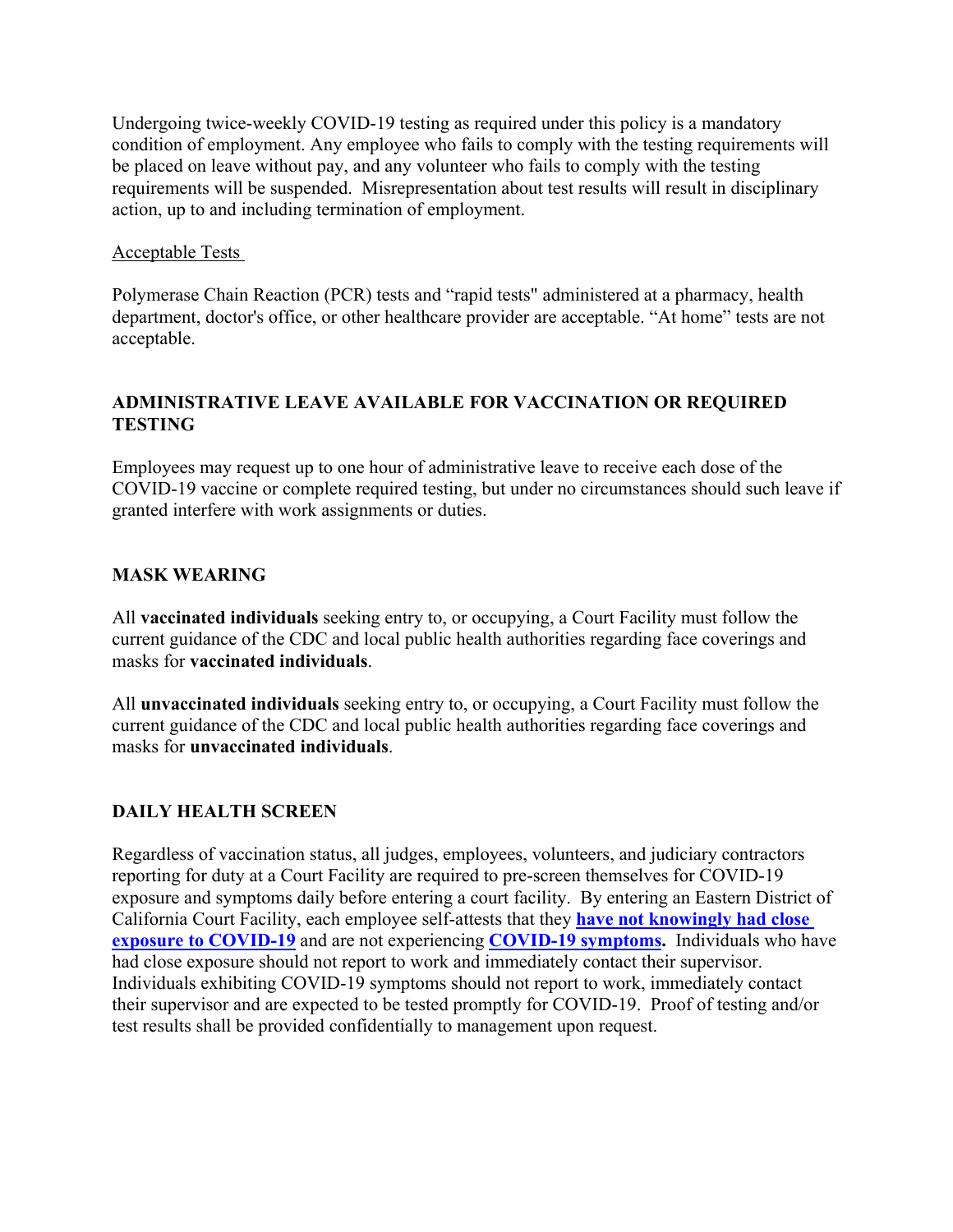Undergoing twice-weekly COVID-19 testing as required under this policy is a mandatory condition of employment. Any employee who fails to comply with the testing requirements will be placed on leave without pay, and any volunteer who fails to comply with the testing requirements will be suspended. Misrepresentation about test results will result in disciplinary action, up to and including termination of employment.

Acceptable Tests

Polymerase Chain Reaction (PCR) tests and "rapid tests" administered at a pharmacy, health department, doctor's office, or other healthcare provider are acceptable. "At home" tests are not acceptable.

## ADMINISTRATIVE LEAVE AVAILABLE FOR VACCINATION OR REQUIRED TESTING

Employees may request up to one hour of administrative leave to receive each dose of the COVID-19 vaccine or complete required testing, but under no circumstances should such leave if granted interfere with work assignments or duties.

## MASK WEARING

All **vaccinated individuals** seeking entry to, or occupying, a Court Facility must follow the current guidance of the CDC and local public health authorities regarding face coverings and masks for **vaccinated individuals**.

All **unvaccinated individuals** seeking entry to, or occupying, a Court Facility must follow the current guidance of the CDC and local public health authorities regarding face coverings and masks for **unvaccinated individuals**.

## DAILY HEALTH SCREEN

Regardless of vaccination status, all judges, employees, volunteers, and judiciary contractors reporting for duty at a Court Facility are required to pre-screen themselves for COVID-19 exposure and symptoms daily before entering a court facility. By entering an Eastern District of California Court Facility, each employee self-attests that they **have not knowingly had close exposure to COVID-19** and are not experiencing **COVID-19 symptoms.** Individuals who have had close exposure should not report to work and immediately contact their supervisor. Individuals exhibiting COVID-19 symptoms should not report to work, immediately contact their supervisor and are expected to be tested promptly for COVID-19. Proof of testing and/or test results shall be provided confidentially to management upon request.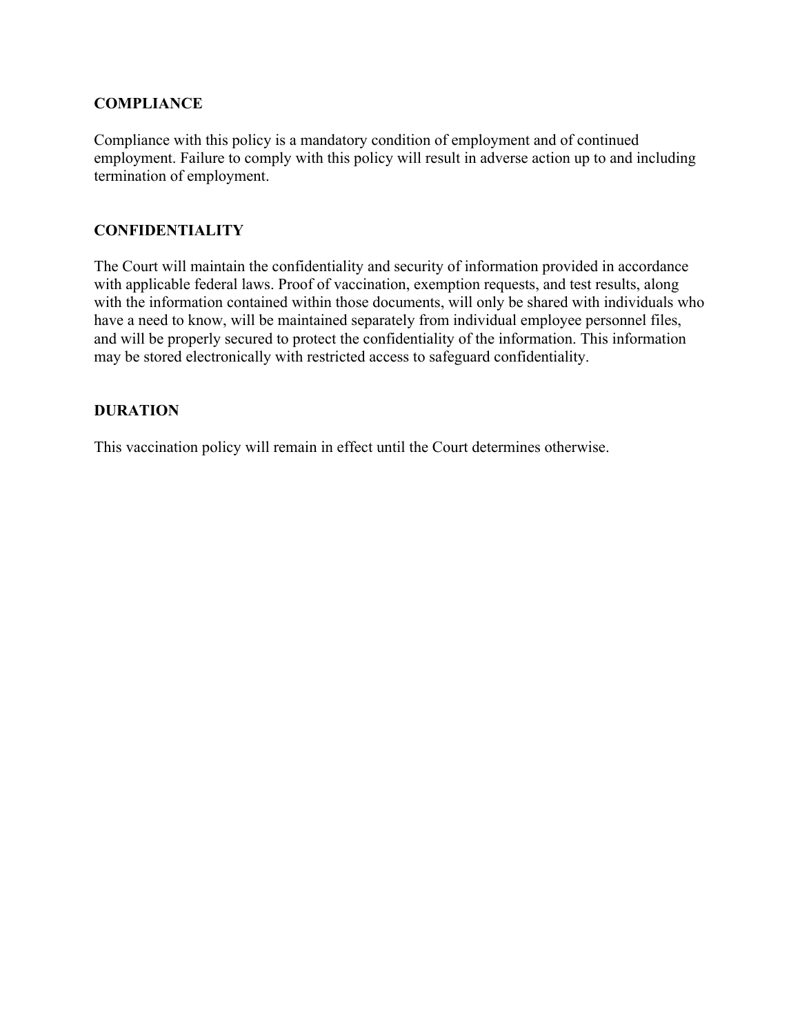**COMPLIANCE**

Compliance with this policy is a mandatory condition of employment and of continued employment. Failure to comply with this policy will result in adverse action up to and including termination of employment.

**CONFIDENTIALITY**

The Court will maintain the confidentiality and security of information provided in accordance with applicable federal laws. Proof of vaccination, exemption requests, and test results, along with the information contained within those documents, will only be shared with individuals who have a need to know, will be maintained separately from individual employee personnel files, and will be properly secured to protect the confidentiality of the information. This information may be stored electronically with restricted access to safeguard confidentiality.

**DURATION**

This vaccination policy will remain in effect until the Court determines otherwise.